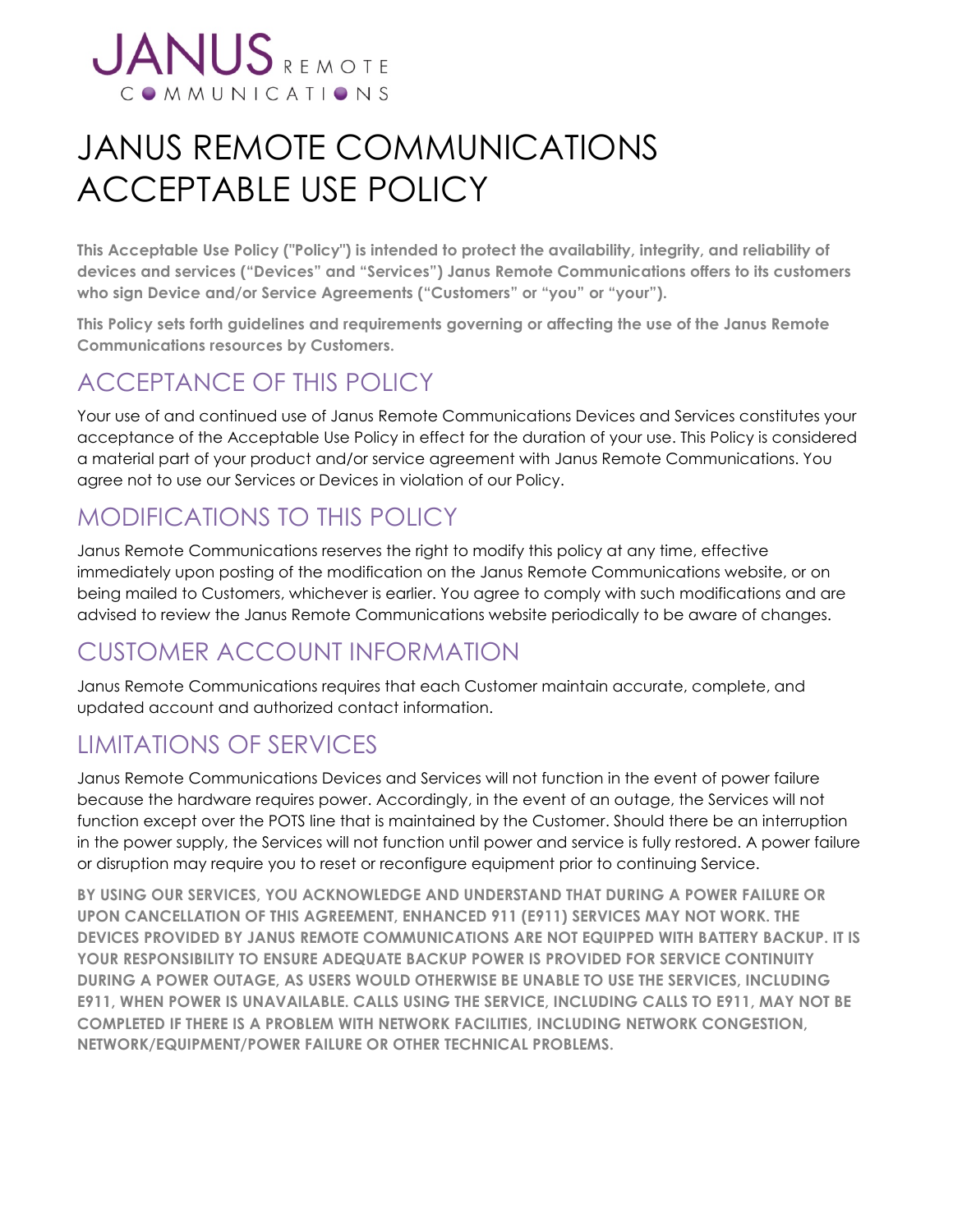# JANUS REMOTE COMMUNICATIONS ACCEPTABLE USE POLICY

**This Acceptable Use Policy ("Policy") is intended to protect the availability, integrity, and reliability of devices and services ("Devices" and "Services") Janus Remote Communications offers to its customers who sign Device and/or Service Agreements ("Customers" or "you" or "your").**

**This Policy sets forth guidelines and requirements governing or affecting the use of the Janus Remote Communications resources by Customers.**

## ACCEPTANCE OF THIS POLICY

Your use of and continued use of Janus Remote Communications Devices and Services constitutes your acceptance of the Acceptable Use Policy in effect for the duration of your use. This Policy is considered a material part of your product and/or service agreement with Janus Remote Communications. You agree not to use our Services or Devices in violation of our Policy.

## MODIFICATIONS TO THIS POLICY

Janus Remote Communications reserves the right to modify this policy at any time, effective immediately upon posting of the modification on the Janus Remote Communications website, or on being mailed to Customers, whichever is earlier. You agree to comply with such modifications and are advised to review the Janus Remote Communications website periodically to be aware of changes.

## CUSTOMER ACCOUNT INFORMATION

Janus Remote Communications requires that each Customer maintain accurate, complete, and updated account and authorized contact information.

## LIMITATIONS OF SERVICES

Janus Remote Communications Devices and Services will not function in the event of power failure because the hardware requires power. Accordingly, in the event of an outage, the Services will not function except over the POTS line that is maintained by the Customer. Should there be an interruption in the power supply, the Services will not function until power and service is fully restored. A power failure or disruption may require you to reset or reconfigure equipment prior to continuing Service.

**BY USING OUR SERVICES, YOU ACKNOWLEDGE AND UNDERSTAND THAT DURING A POWER FAILURE OR UPON CANCELLATION OF THIS AGREEMENT, ENHANCED 911 (E911) SERVICES MAY NOT WORK. THE DEVICES PROVIDED BY JANUS REMOTE COMMUNICATIONS ARE NOT EQUIPPED WITH BATTERY BACKUP. IT IS YOUR RESPONSIBILITY TO ENSURE ADEQUATE BACKUP POWER IS PROVIDED FOR SERVICE CONTINUITY DURING A POWER OUTAGE, AS USERS WOULD OTHERWISE BE UNABLE TO USE THE SERVICES, INCLUDING E911, WHEN POWER IS UNAVAILABLE. CALLS USING THE SERVICE, INCLUDING CALLS TO E911, MAY NOT BE COMPLETED IF THERE IS A PROBLEM WITH NETWORK FACILITIES, INCLUDING NETWORK CONGESTION, NETWORK/EQUIPMENT/POWER FAILURE OR OTHER TECHNICAL PROBLEMS.**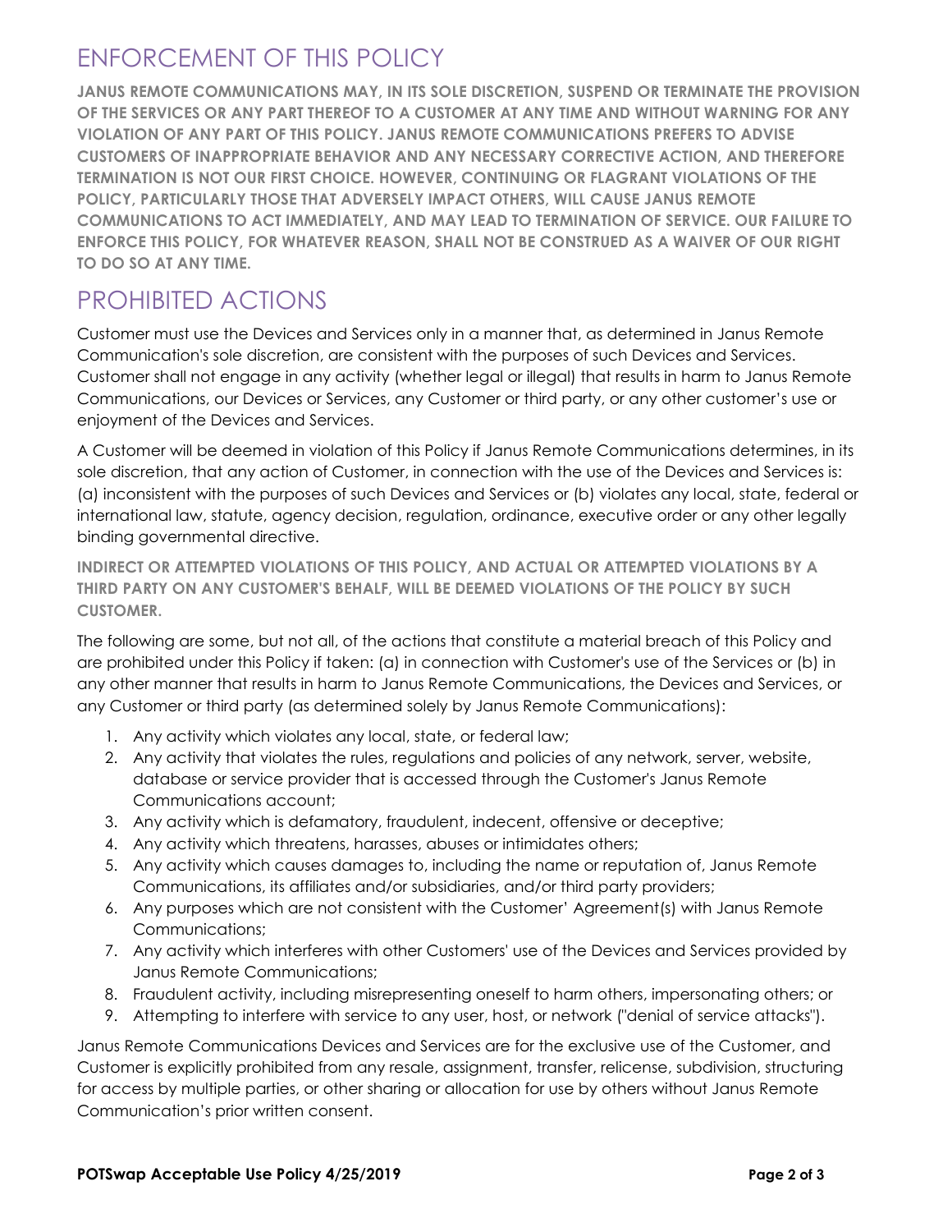## ENFORCEMENT OF THIS POLICY

**JANUS REMOTE COMMUNICATIONS MAY, IN ITS SOLE DISCRETION, SUSPEND OR TERMINATE THE PROVISION OF THE SERVICES OR ANY PART THEREOF TO A CUSTOMER AT ANY TIME AND WITHOUT WARNING FOR ANY VIOLATION OF ANY PART OF THIS POLICY. JANUS REMOTE COMMUNICATIONS PREFERS TO ADVISE CUSTOMERS OF INAPPROPRIATE BEHAVIOR AND ANY NECESSARY CORRECTIVE ACTION, AND THEREFORE TERMINATION IS NOT OUR FIRST CHOICE. HOWEVER, CONTINUING OR FLAGRANT VIOLATIONS OF THE POLICY, PARTICULARLY THOSE THAT ADVERSELY IMPACT OTHERS, WILL CAUSE JANUS REMOTE COMMUNICATIONS TO ACT IMMEDIATELY, AND MAY LEAD TO TERMINATION OF SERVICE. OUR FAILURE TO ENFORCE THIS POLICY, FOR WHATEVER REASON, SHALL NOT BE CONSTRUED AS A WAIVER OF OUR RIGHT TO DO SO AT ANY TIME.**

## PROHIBITED ACTIONS

Customer must use the Devices and Services only in a manner that, as determined in Janus Remote Communication's sole discretion, are consistent with the purposes of such Devices and Services. Customer shall not engage in any activity (whether legal or illegal) that results in harm to Janus Remote Communications, our Devices or Services, any Customer or third party, or any other customer's use or enjoyment of the Devices and Services.

A Customer will be deemed in violation of this Policy if Janus Remote Communications determines, in its sole discretion, that any action of Customer, in connection with the use of the Devices and Services is: (a) inconsistent with the purposes of such Devices and Services or (b) violates any local, state, federal or international law, statute, agency decision, regulation, ordinance, executive order or any other legally binding governmental directive.

**INDIRECT OR ATTEMPTED VIOLATIONS OF THIS POLICY, AND ACTUAL OR ATTEMPTED VIOLATIONS BY A THIRD PARTY ON ANY CUSTOMER'S BEHALF, WILL BE DEEMED VIOLATIONS OF THE POLICY BY SUCH CUSTOMER.**

The following are some, but not all, of the actions that constitute a material breach of this Policy and are prohibited under this Policy if taken: (a) in connection with Customer's use of the Services or (b) in any other manner that results in harm to Janus Remote Communications, the Devices and Services, or any Customer or third party (as determined solely by Janus Remote Communications):

1. Any activity which violates any local, state, or federal law;
2. Any activity that violates the rules, regulations and policies of any network, server, website, database or service provider that is accessed through the Customer's Janus Remote Communications account;
3. Any activity which is defamatory, fraudulent, indecent, offensive or deceptive;
4. Any activity which threatens, harasses, abuses or intimidates others;
5. Any activity which causes damages to, including the name or reputation of, Janus Remote Communications, its affiliates and/or subsidiaries, and/or third party providers;
6. Any purposes which are not consistent with the Customer' Agreement(s) with Janus Remote Communications;
7. Any activity which interferes with other Customers' use of the Devices and Services provided by Janus Remote Communications;
8. Fraudulent activity, including misrepresenting oneself to harm others, impersonating others; or
9. Attempting to interfere with service to any user, host, or network ("denial of service attacks").

Janus Remote Communications Devices and Services are for the exclusive use of the Customer, and Customer is explicitly prohibited from any resale, assignment, transfer, relicense, subdivision, structuring for access by multiple parties, or other sharing or allocation for use by others without Janus Remote Communication's prior written consent.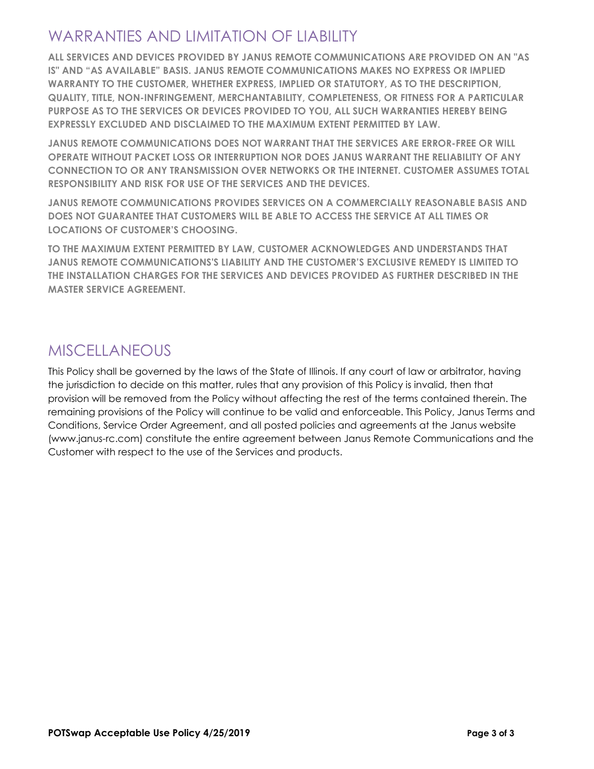## WARRANTIES AND LIMITATION OF LIABILITY

**ALL SERVICES AND DEVICES PROVIDED BY JANUS REMOTE COMMUNICATIONS ARE PROVIDED ON AN "AS IS" AND "AS AVAILABLE" BASIS. JANUS REMOTE COMMUNICATIONS MAKES NO EXPRESS OR IMPLIED WARRANTY TO THE CUSTOMER, WHETHER EXPRESS, IMPLIED OR STATUTORY, AS TO THE DESCRIPTION, QUALITY, TITLE, NON-INFRINGEMENT, MERCHANTABILITY, COMPLETENESS, OR FITNESS FOR A PARTICULAR PURPOSE AS TO THE SERVICES OR DEVICES PROVIDED TO YOU, ALL SUCH WARRANTIES HEREBY BEING EXPRESSLY EXCLUDED AND DISCLAIMED TO THE MAXIMUM EXTENT PERMITTED BY LAW.**

**JANUS REMOTE COMMUNICATIONS DOES NOT WARRANT THAT THE SERVICES ARE ERROR-FREE OR WILL OPERATE WITHOUT PACKET LOSS OR INTERRUPTION NOR DOES JANUS WARRANT THE RELIABILITY OF ANY CONNECTION TO OR ANY TRANSMISSION OVER NETWORKS OR THE INTERNET. CUSTOMER ASSUMES TOTAL RESPONSIBILITY AND RISK FOR USE OF THE SERVICES AND THE DEVICES.**

**JANUS REMOTE COMMUNICATIONS PROVIDES SERVICES ON A COMMERCIALLY REASONABLE BASIS AND DOES NOT GUARANTEE THAT CUSTOMERS WILL BE ABLE TO ACCESS THE SERVICE AT ALL TIMES OR LOCATIONS OF CUSTOMER'S CHOOSING.**

**TO THE MAXIMUM EXTENT PERMITTED BY LAW, CUSTOMER ACKNOWLEDGES AND UNDERSTANDS THAT JANUS REMOTE COMMUNICATIONS'S LIABILITY AND THE CUSTOMER'S EXCLUSIVE REMEDY IS LIMITED TO THE INSTALLATION CHARGES FOR THE SERVICES AND DEVICES PROVIDED AS FURTHER DESCRIBED IN THE MASTER SERVICE AGREEMENT.**

## MISCELLANEOUS

This Policy shall be governed by the laws of the State of Illinois. If any court of law or arbitrator, having the jurisdiction to decide on this matter, rules that any provision of this Policy is invalid, then that provision will be removed from the Policy without affecting the rest of the terms contained therein. The remaining provisions of the Policy will continue to be valid and enforceable. This Policy, Janus Terms and Conditions, Service Order Agreement, and all posted policies and agreements at the Janus website (www.janus-rc.com) constitute the entire agreement between Janus Remote Communications and the Customer with respect to the use of the Services and products.